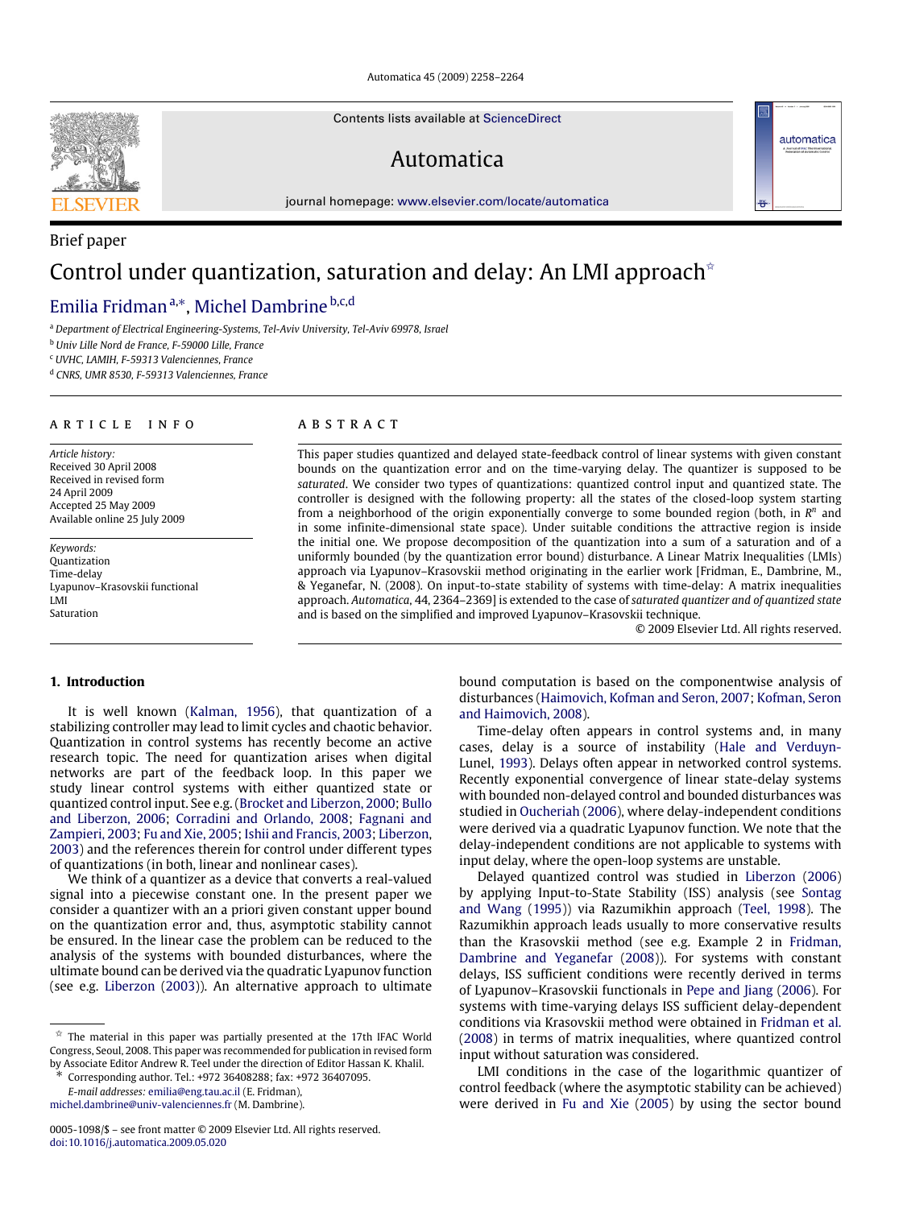Brief paper

# Control under quantization, saturation and delay: An LMI approach[☆]

Emilia Fridman[a,*], Michel Dambrine[b,c,d]

[a] Department of Electrical Engineering-Systems, Tel-Aviv University, Tel-Aviv 69978, Israel

[b] Univ Lille Nord de France, F-59000 Lille, France

[c] UVHC, LAMIH, F-59313 Valenciennes, France

[d] CNRS, UMR 8530, F-59313 Valenciennes, France

**ARTICLE INFO**

*Article history:*
Received 30 April 2008
Received in revised form
24 April 2009
Accepted 25 May 2009
Available online 25 July 2009

*Keywords:*
Quantization
Time-delay
Lyapunov–Krasovskii functional
LMI
Saturation

**ABSTRACT**

This paper studies quantized and delayed state-feedback control of linear systems with given constant bounds on the quantization error and on the time-varying delay. The quantizer is supposed to be *saturated*. We consider two types of quantizations: quantized control input and quantized state. The controller is designed with the following property: all the states of the closed-loop system starting from a neighborhood of the origin exponentially converge to some bounded region (both, in $R^n$ and in some infinite-dimensional state space). Under suitable conditions the attractive region is inside the initial one. We propose decomposition of the quantization into a sum of a saturation and of a uniformly bounded (by the quantization error bound) disturbance. A Linear Matrix Inequalities (LMIs) approach via Lyapunov–Krasovskii method originating in the earlier work [Fridman, E., Dambrine, M., & Yeganefar, N. (2008). On input-to-state stability of systems with time-delay: A matrix inequalities approach. *Automatica*, 44, 2364–2369] is extended to the case of *saturated quantizer and of quantized state* and is based on the simplified and improved Lyapunov–Krasovskii technique.

© 2009 Elsevier Ltd. All rights reserved.

## 1. Introduction

It is well known (Kalman, 1956), that quantization of a stabilizing controller may lead to limit cycles and chaotic behavior. Quantization in control systems has recently become an active research topic. The need for quantization arises when digital networks are part of the feedback loop. In this paper we study linear control systems with either quantized state or quantized control input. See e.g. (Brocket and Liberzon, 2000; Bullo and Liberzon, 2006; Corradini and Orlando, 2008; Fagnani and Zampieri, 2003; Fu and Xie, 2005; Ishii and Francis, 2003; Liberzon, 2003) and the references therein for control under different types of quantizations (in both, linear and nonlinear cases).

We think of a quantizer as a device that converts a real-valued signal into a piecewise constant one. In the present paper we consider a quantizer with an a priori given constant upper bound on the quantization error and, thus, asymptotic stability cannot be ensured. In the linear case the problem can be reduced to the analysis of the systems with bounded disturbances, where the ultimate bound can be derived via the quadratic Lyapunov function (see e.g. Liberzon (2003)). An alternative approach to ultimate bound computation is based on the componentwise analysis of disturbances (Haimovich, Kofman and Seron, 2007; Kofman, Seron and Haimovich, 2008).

Time-delay often appears in control systems and, in many cases, delay is a source of instability (Hale and Verduyn-Lunel, 1993). Delays often appear in networked control systems. Recently exponential convergence of linear state-delay systems with bounded non-delayed control and bounded disturbances was studied in Oucheriah (2006), where delay-independent conditions were derived via a quadratic Lyapunov function. We note that the delay-independent conditions are not applicable to systems with input delay, where the open-loop systems are unstable.

Delayed quantized control was studied in Liberzon (2006) by applying Input-to-State Stability (ISS) analysis (see Sontag and Wang (1995)) via Razumikhin approach (Teel, 1998). The Razumikhin approach leads usually to more conservative results than the Krasovskii method (see e.g. Example 2 in Fridman, Dambrine and Yeganefar (2008)). For systems with constant delays, ISS sufficient conditions were recently derived in terms of Lyapunov–Krasovskii functionals in Pepe and Jiang (2006). For systems with time-varying delays ISS sufficient delay-dependent conditions via Krasovskii method were obtained in Fridman et al. (2008) in terms of matrix inequalities, where quantized control input without saturation was considered.

LMI conditions in the case of the logarithmic quantizer of control feedback (where the asymptotic stability can be achieved) were derived in Fu and Xie (2005) by using the sector bound

---

[☆] The material in this paper was partially presented at the 17th IFAC World Congress, Seoul, 2008. This paper was recommended for publication in revised form by Associate Editor Andrew R. Teel under the direction of Editor Hassan K. Khalil.

[*] Corresponding author. Tel.: +972 36408288; fax: +972 36407095.
*E-mail addresses:* emilia@eng.tau.ac.il (E. Fridman), michel.dambrine@univ-valenciennes.fr (M. Dambrine).

0005-1098/$ – see front matter © 2009 Elsevier Ltd. All rights reserved.
doi:10.1016/j.automatica.2009.05.020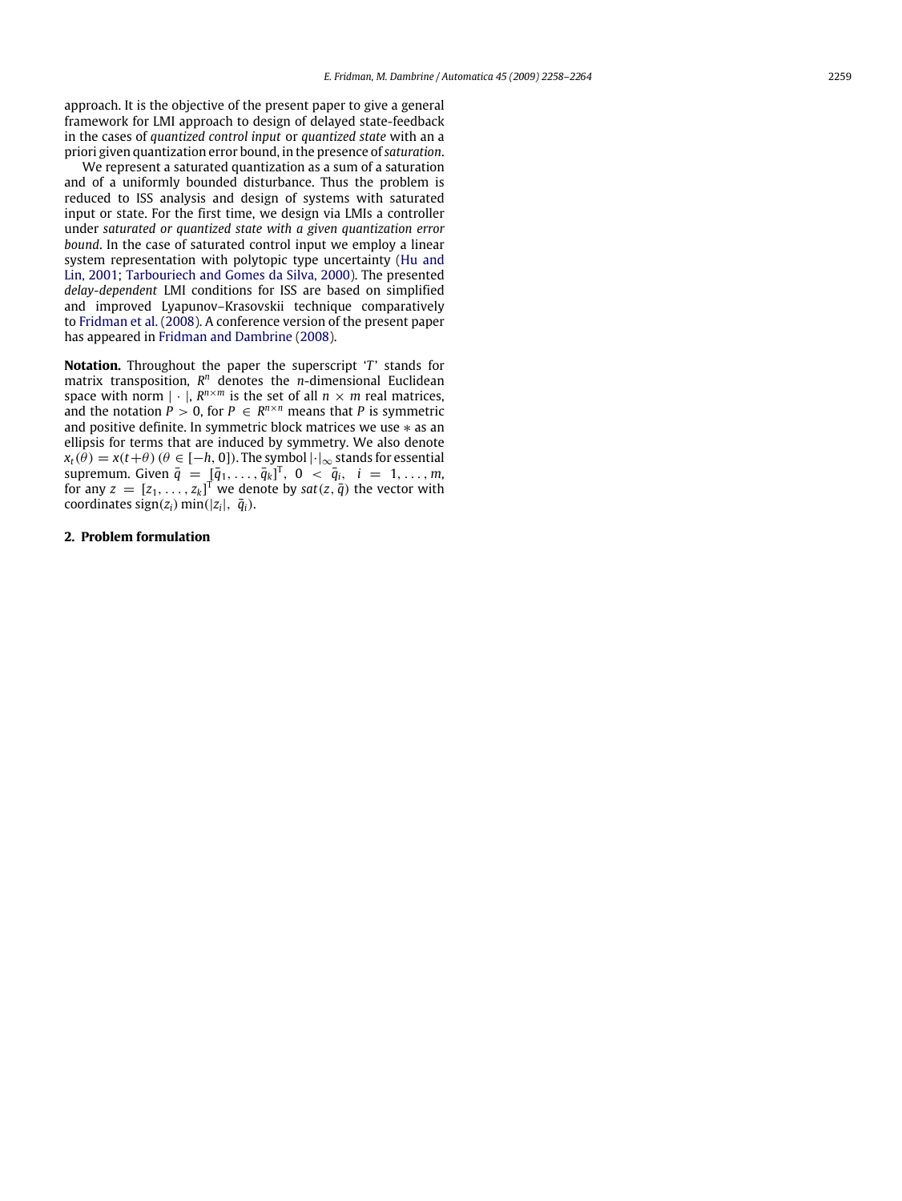approach. It is the objective of the present paper to give a general framework for LMI approach to design of delayed state-feedback in the cases of *quantized control input* or *quantized state* with an a priori given quantization error bound, in the presence of *saturation*.

We represent a saturated quantization as a sum of a saturation and of a uniformly bounded disturbance. Thus the problem is reduced to ISS analysis and design of systems with saturated input or state. For the first time, we design via LMIs a controller under *saturated or quantized state with a given quantization error bound*. In the case of saturated control input we employ a linear system representation with polytopic type uncertainty (Hu and Lin, 2001; Tarbouriech and Gomes da Silva, 2000). The presented *delay-dependent* LMI conditions for ISS are based on simplified and improved Lyapunov–Krasovskii technique comparatively to Fridman et al. (2008). A conference version of the present paper has appeared in Fridman and Dambrine (2008).

**Notation.** Throughout the paper the superscript '$T$' stands for matrix transposition, $R^n$ denotes the $n$-dimensional Euclidean space with norm $|\cdot|$, $R^{n\times m}$ is the set of all $n \times m$ real matrices, and the notation $P > 0$, for $P \in R^{n\times n}$ means that $P$ is symmetric and positive definite. In symmetric block matrices we use $*$ as an ellipsis for terms that are induced by symmetry. We also denote $x_t(\theta) = x(t+\theta)$ $(\theta \in [-h, 0])$. The symbol $|\cdot|_\infty$ stands for essential supremum. Given $\bar{q} = [\bar{q}_1, \ldots, \bar{q}_k]^T$, $0 < \bar{q}_i$, $i = 1, \ldots, m$, for any $z = [z_1, \ldots, z_k]^T$ we denote by $sat(z, \bar{q})$ the vector with coordinates $\text{sign}(z_i) \min(|z_i|, \ \bar{q}_i)$.

## 2. Problem formulation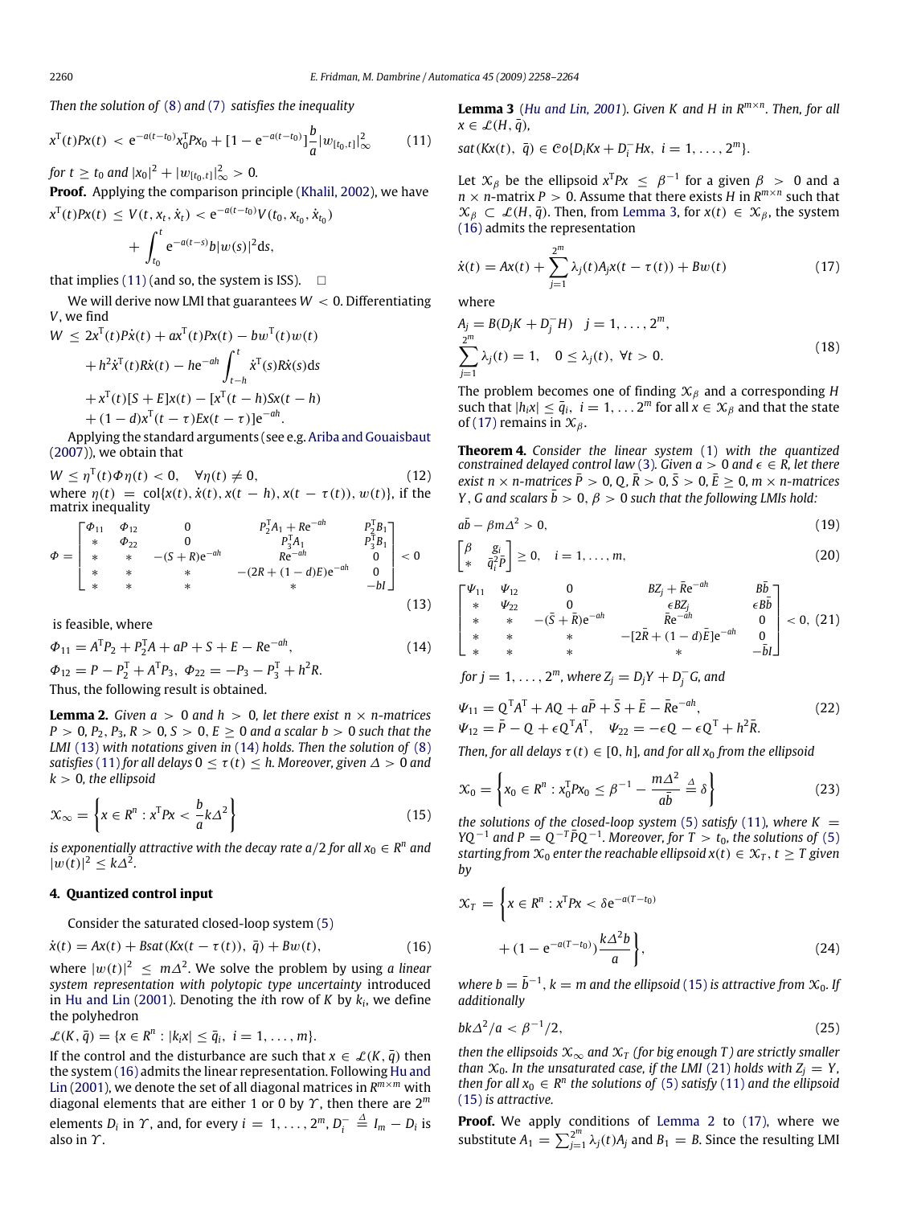*Then the solution of* (8) *and* (7) *satisfies the inequality*

$$x^{\mathrm{T}}(t)Px(t) < \mathrm{e}^{-a(t-t_0)}x_0^{\mathrm{T}}Px_0 + [1-\mathrm{e}^{-a(t-t_0)}]\frac{b}{a}|w_{[t_0,t]}|_\infty^2 \tag{11}$$

*for* $t \geq t_0$ *and* $|x_0|^2 + |w_{[t_0,t]}|_\infty^2 > 0$.

**Proof.** Applying the comparison principle (Khalil, 2002), we have

$$x^{\mathrm{T}}(t)Px(t) \leq V(t, x_t, \dot{x}_t) < \mathrm{e}^{-a(t-t_0)}V(t_0, x_{t_0}, \dot{x}_{t_0}) + \int_{t_0}^{t} \mathrm{e}^{-a(t-s)}b|w(s)|^2 \mathrm{d}s,$$

that implies (11) (and so, the system is ISS). □

We will derive now LMI that guarantees $W < 0$. Differentiating $V$, we find

$$\begin{aligned} W &\leq 2x^{\mathrm{T}}(t)P\dot{x}(t) + ax^{\mathrm{T}}(t)Px(t) - bw^{\mathrm{T}}(t)w(t) \\ &\quad + h^2\dot{x}^{\mathrm{T}}(t)R\dot{x}(t) - h\mathrm{e}^{-ah}\int_{t-h}^{t}\dot{x}^{\mathrm{T}}(s)R\dot{x}(s)\mathrm{d}s \\ &\quad + x^{\mathrm{T}}(t)[S+E]x(t) - [x^{\mathrm{T}}(t-h)Sx(t-h) \\ &\quad + (1-d)x^{\mathrm{T}}(t-\tau)Ex(t-\tau)]\mathrm{e}^{-ah}. \end{aligned}$$

Applying the standard arguments (see e.g. Ariba and Gouaisbaut (2007)), we obtain that

$$W \leq \eta^{\mathrm{T}}(t)\Phi\eta(t) < 0, \quad \forall \eta(t) \neq 0, \tag{12}$$

where $\eta(t) = \mathrm{col}\{x(t), \dot{x}(t), x(t-h), x(t-\tau(t)), w(t)\}$, if the matrix inequality

$$\Phi = \begin{bmatrix} \Phi_{11} & \Phi_{12} & 0 & P_2^{\mathrm{T}}A_1 + R\mathrm{e}^{-ah} & P_2^{\mathrm{T}}B_1 \\ * & \Phi_{22} & 0 & P_3^{\mathrm{T}}A_1 & P_3^{\mathrm{T}}B_1 \\ * & * & -(S+R)\mathrm{e}^{-ah} & R\mathrm{e}^{-ah} & 0 \\ * & * & * & -(2R+(1-d)E)\mathrm{e}^{-ah} & 0 \\ * & * & * & * & -bI \end{bmatrix} < 0 \tag{13}$$

is feasible, where

$$\Phi_{11} = A^{\mathrm{T}}P_2 + P_2^{\mathrm{T}}A + aP + S + E - R\mathrm{e}^{-ah}, \tag{14}$$

$$\Phi_{12} = P - P_2^{\mathrm{T}} + A^{\mathrm{T}}P_3, \; \Phi_{22} = -P_3 - P_3^{\mathrm{T}} + h^2R.$$

Thus, the following result is obtained.

**Lemma 2.** *Given* $a > 0$ *and* $h > 0$, *let there exist* $n \times n$*-matrices* $P > 0, P_2, P_3, R > 0, S > 0, E \geq 0$ *and a scalar* $b > 0$ *such that the LMI* (13) *with notations given in* (14) *holds. Then the solution of* (8) *satisfies* (11) *for all delays* $0 \leq \tau(t) \leq h$. *Moreover, given* $\Delta > 0$ *and* $k > 0$, *the ellipsoid*

$$\mathcal{X}_\infty = \left\{ x \in R^n : x^{\mathrm{T}}Px < \frac{b}{a}k\Delta^2 \right\} \tag{15}$$

*is exponentially attractive with the decay rate* $a/2$ *for all* $x_0 \in R^n$ *and* $|w(t)|^2 \leq k\Delta^2$.

## 4. Quantized control input

Consider the saturated closed-loop system (5)

$$\dot{x}(t) = Ax(t) + B sat(Kx(t-\tau(t)), \bar{q}) + Bw(t), \tag{16}$$

where $|w(t)|^2 \leq m\Delta^2$. We solve the problem by using *a linear system representation with polytopic type uncertainty* introduced in Hu and Lin (2001). Denoting the $i$th row of $K$ by $k_i$, we define the polyhedron

$$\mathcal{L}(K, \bar{q}) = \{x \in R^n : |k_i x| \leq \bar{q}_i, \; i = 1, \ldots, m\}.$$

If the control and the disturbance are such that $x \in \mathcal{L}(K, \bar{q})$ then the system (16) admits the linear representation. Following Hu and Lin (2001), we denote the set of all diagonal matrices in $R^{m\times m}$ with diagonal elements that are either 1 or 0 by $\Upsilon$, then there are $2^m$ elements $D_i$ in $\Upsilon$, and, for every $i = 1, \ldots, 2^m$, $D_i^- \overset{\Delta}{=} I_m - D_i$ is also in $\Upsilon$.

**Lemma 3** (*Hu and Lin, 2001*). *Given* $K$ *and* $H$ *in* $R^{m\times n}$. *Then, for all* $x \in \mathcal{L}(H, \bar{q})$,

$$sat(Kx(t), \; \bar{q}) \in \mathcal{C}o\{D_iKx + D_i^- Hx, \; i = 1, \ldots, 2^m\}.$$

Let $\mathcal{X}_\beta$ be the ellipsoid $x^{\mathrm{T}}Px \leq \beta^{-1}$ for a given $\beta > 0$ and a $n \times n$-matrix $P > 0$. Assume that there exists $H$ in $R^{m\times n}$ such that $\mathcal{X}_\beta \subset \mathcal{L}(H, \bar{q})$. Then, from Lemma 3, for $x(t) \in \mathcal{X}_\beta$, the system (16) admits the representation

$$\dot{x}(t) = Ax(t) + \sum_{j=1}^{2^m}\lambda_j(t)A_jx(t-\tau(t)) + Bw(t) \tag{17}$$

where

$$A_j = B(D_jK + D_j^- H) \quad j = 1, \ldots, 2^m,$$
$$\sum_{j=1}^{2^m}\lambda_j(t) = 1, \quad 0 \leq \lambda_j(t), \; \forall t > 0. \tag{18}$$

The problem becomes one of finding $\mathcal{X}_\beta$ and a corresponding $H$ such that $|h_i x| \leq \bar{q}_i$, $i = 1, \ldots 2^m$ for all $x \in \mathcal{X}_\beta$ and that the state of (17) remains in $\mathcal{X}_\beta$.

**Theorem 4.** *Consider the linear system* (1) *with the quantized constrained delayed control law* (3). *Given* $a > 0$ *and* $\epsilon \in R$, *let there exist* $n \times n$*-matrices* $\bar{P} > 0, Q, \bar{R} > 0, \bar{S} > 0, \bar{E} \geq 0$, $m \times n$*-matrices* $Y, G$ *and scalars* $\bar{b} > 0, \beta > 0$ *such that the following LMIs hold:*

$$a\bar{b} - \beta m\Delta^2 > 0, \tag{19}$$

$$\begin{bmatrix} \beta & g_i \\ * & \bar{q}_i^2\bar{P} \end{bmatrix} \geq 0, \quad i = 1, \ldots, m, \tag{20}$$

$$\begin{bmatrix} \Psi_{11} & \Psi_{12} & 0 & BZ_j + \bar{R}\mathrm{e}^{-ah} & B\bar{b} \\ * & \Psi_{22} & 0 & \epsilon BZ_j & \epsilon B\bar{b} \\ * & * & -(\bar{S}+\bar{R})\mathrm{e}^{-ah} & \bar{R}\mathrm{e}^{-ah} & 0 \\ * & * & * & -[2\bar{R}+(1-d)\bar{E}]\mathrm{e}^{-ah} & 0 \\ * & * & * & * & -\bar{b}I \end{bmatrix} < 0, \tag{21}$$

*for* $j = 1, \ldots, 2^m$, *where* $Z_j = D_jY + D_j^- G$, *and*

$$\Psi_{11} = Q^{\mathrm{T}}A^{\mathrm{T}} + AQ + a\bar{P} + \bar{S} + \bar{E} - \bar{R}\mathrm{e}^{-ah}, \tag{22}$$

$$\Psi_{12} = \bar{P} - Q + \epsilon Q^{\mathrm{T}}A^{\mathrm{T}}, \quad \Psi_{22} = -\epsilon Q - \epsilon Q^{\mathrm{T}} + h^2\bar{R}.$$

*Then, for all delays* $\tau(t) \in [0, h]$, *and for all* $x_0$ *from the ellipsoid*

$$\mathcal{X}_0 = \left\{ x_0 \in R^n : x_0^{\mathrm{T}}Px_0 \leq \beta^{-1} - \frac{m\Delta^2}{a\bar{b}} \overset{\Delta}{=} \delta \right\} \tag{23}$$

*the solutions of the closed-loop system* (5) *satisfy* (11), *where* $K = YQ^{-1}$ *and* $P = Q^{-T}\bar{P}Q^{-1}$. *Moreover, for* $T > t_0$, *the solutions of* (5) *starting from* $\mathcal{X}_0$ *enter the reachable ellipsoid* $x(t) \in \mathcal{X}_T$, $t \geq T$ *given by*

$$\mathcal{X}_T = \left\{ x \in R^n : x^{\mathrm{T}}Px < \delta\mathrm{e}^{-a(T-t_0)} + (1-\mathrm{e}^{-a(T-t_0)})\frac{k\Delta^2 b}{a} \right\}, \tag{24}$$

*where* $b = \bar{b}^{-1}$, $k = m$ *and the ellipsoid* (15) *is attractive from* $\mathcal{X}_0$. *If additionally*

$$bk\Delta^2/a < \beta^{-1}/2, \tag{25}$$

*then the ellipsoids* $\mathcal{X}_\infty$ *and* $\mathcal{X}_T$ *(for big enough* $T$*) are strictly smaller than* $\mathcal{X}_0$. *In the unsaturated case, if the LMI* (21) *holds with* $Z_j = Y$, *then for all* $x_0 \in R^n$ *the solutions of* (5) *satisfy* (11) *and the ellipsoid* (15) *is attractive.*

**Proof.** We apply conditions of Lemma 2 to (17), where we substitute $A_1 = \sum_{j=1}^{2^m}\lambda_j(t)A_j$ and $B_1 = B$. Since the resulting LMI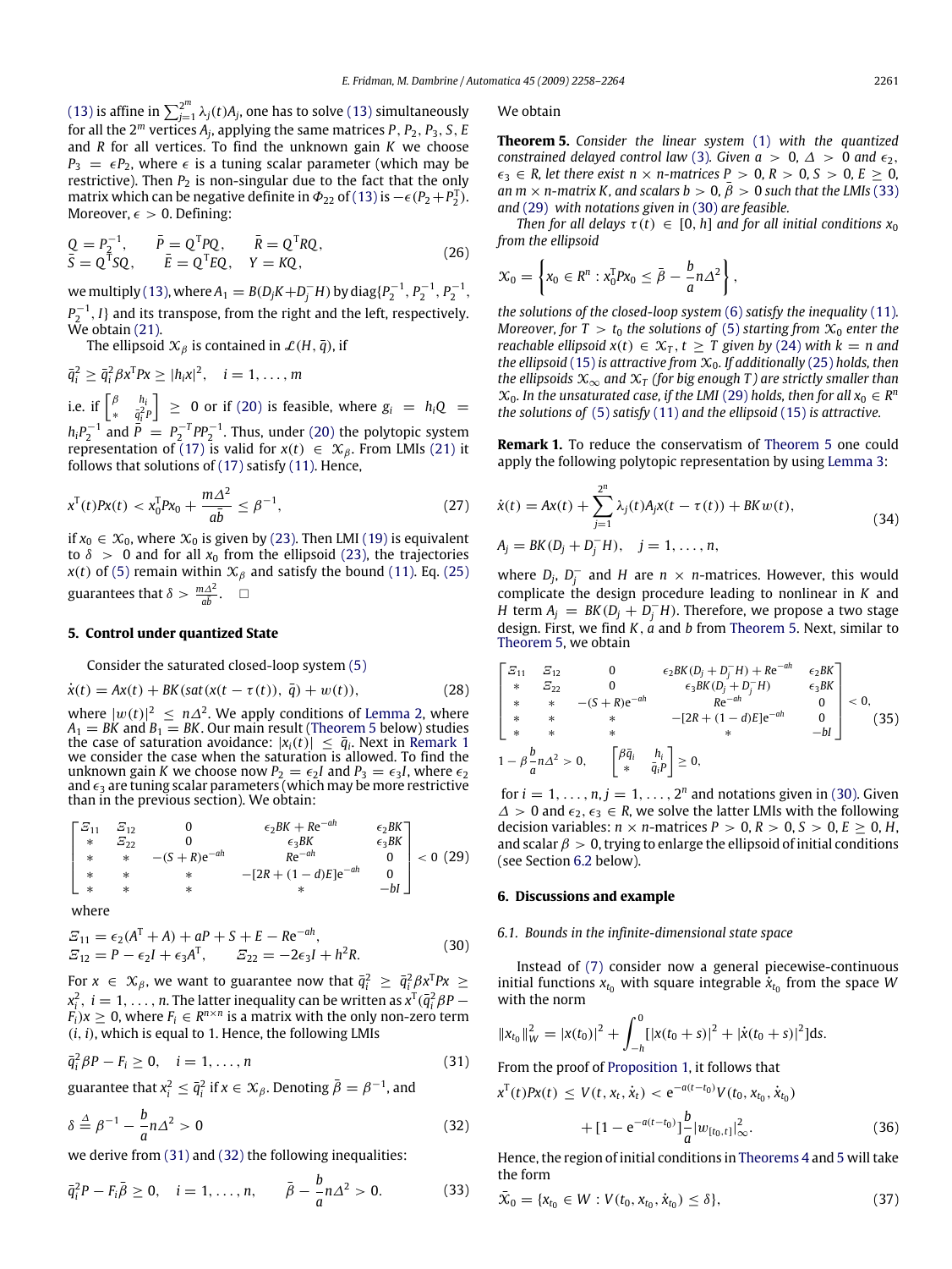(13) is affine in $\sum_{j=1}^{2^m} \lambda_j(t)A_j$, one has to solve (13) simultaneously for all the $2^m$ vertices $A_j$, applying the same matrices $P$, $P_2$, $P_3$, $S$, $E$ and $R$ for all vertices. To find the unknown gain $K$ we choose $P_3 = \epsilon P_2$, where $\epsilon$ is a tuning scalar parameter (which may be restrictive). Then $P_2$ is non-singular due to the fact that the only matrix which can be negative definite in $\Phi_{22}$ of (13) is $-\epsilon(P_2 + P_2^{\mathrm{T}})$. Moreover, $\epsilon > 0$. Defining:

$$
\begin{aligned}
Q &= P_2^{-1}, & \bar{P} &= Q^{\mathrm{T}} P Q, & \bar{R} &= Q^{\mathrm{T}} R Q, \\
\bar{S} &= Q^{\mathrm{T}} S Q, & \bar{E} &= Q^{\mathrm{T}} E Q, & Y &= KQ,
\end{aligned}
\tag{26}
$$

we multiply (13), where $A_1 = B(D_j K + D_j^- H)$ by $\mathrm{diag}\{P_2^{-1}, P_2^{-1}, P_2^{-1}, P_2^{-1}, I\}$ and its transpose, from the right and the left, respectively. We obtain (21).

The ellipsoid $\mathcal{X}_\beta$ is contained in $\mathcal{L}(H, \bar{q})$, if

$$
\bar{q}_i^2 \geq \bar{q}_i^2 \beta x^{\mathrm{T}} P x \geq |h_i x|^2, \quad i = 1, \ldots, m
$$

i.e. if $\begin{bmatrix} \beta & h_i \\ * & \bar{q}_i^2 P \end{bmatrix} \geq 0$ or if (20) is feasible, where $g_i = h_i Q = h_i P_2^{-1}$ and $\bar{P} = P_2^{-T} P P_2^{-1}$. Thus, under (20) the polytopic system representation of (17) is valid for $x(t) \in \mathcal{X}_\beta$. From LMIs (21) it follows that solutions of (17) satisfy (11). Hence,

$$
x^{\mathrm{T}}(t) P x(t) < x_0^{\mathrm{T}} P x_0 + \frac{m\Delta^2}{a\bar{b}} \leq \beta^{-1}, \tag{27}
$$

if $x_0 \in \mathcal{X}_0$, where $\mathcal{X}_0$ is given by (23). Then LMI (19) is equivalent to $\delta > 0$ and for all $x_0$ from the ellipsoid (23), the trajectories $x(t)$ of (5) remain within $\mathcal{X}_\beta$ and satisfy the bound (11). Eq. (25) guarantees that $\delta > \frac{m\Delta^2}{ab}$. $\square$

## 5. Control under quantized State

Consider the saturated closed-loop system (5)

$$
\dot{x}(t) = Ax(t) + BK(sat(x(t - \tau(t)), \bar{q}) + w(t)), \tag{28}
$$

where $|w(t)|^2 \leq n\Delta^2$. We apply conditions of Lemma 2, where $A_1 = BK$ and $B_1 = BK$. Our main result (Theorem 5 below) studies the case of saturation avoidance: $|x_i(t)| \leq \bar{q}_i$. Next in Remark 1 we consider the case when the saturation is allowed. To find the unknown gain $K$ we choose now $P_2 = \epsilon_2 I$ and $P_3 = \epsilon_3 I$, where $\epsilon_2$ and $\epsilon_3$ are tuning scalar parameters (which may be more restrictive than in the previous section). We obtain:

$$
\begin{bmatrix}
\Xi_{11} & \Xi_{12} & 0 & \epsilon_2 BK + R\mathrm{e}^{-ah} & \epsilon_2 BK \\
* & \Xi_{22} & 0 & \epsilon_3 BK & \epsilon_3 BK \\
* & * & -(S+R)\mathrm{e}^{-ah} & R\mathrm{e}^{-ah} & 0 \\
* & * & * & -[2R + (1-d)E]\mathrm{e}^{-ah} & 0 \\
* & * & * & * & -bI
\end{bmatrix} < 0 \tag{29}
$$

where

$$
\begin{aligned}
\Xi_{11} &= \epsilon_2(A^{\mathrm{T}} + A) + aP + S + E - R\mathrm{e}^{-ah}, \\
\Xi_{12} &= P - \epsilon_2 I + \epsilon_3 A^{\mathrm{T}}, \qquad \Xi_{22} = -2\epsilon_3 I + h^2 R.
\end{aligned}
\tag{30}
$$

For $x \in \mathcal{X}_\beta$, we want to guarantee now that $\bar{q}_i^2 \geq \bar{q}_i^2 \beta x^{\mathrm{T}} P x \geq x_i^2$, $i = 1, \ldots, n$. The latter inequality can be written as $x^{\mathrm{T}}(\bar{q}_i^2 \beta P - F_i)x \geq 0$, where $F_i \in R^{n \times n}$ is a matrix with the only non-zero term $(i, i)$, which is equal to 1. Hence, the following LMIs

$$
\bar{q}_i^2 \beta P - F_i \geq 0, \quad i = 1, \ldots, n \tag{31}
$$

guarantee that $x_i^2 \leq \bar{q}_i^2$ if $x \in \mathcal{X}_\beta$. Denoting $\bar{\beta} = \beta^{-1}$, and

$$
\delta \stackrel{\Delta}{=} \beta^{-1} - \frac{b}{a} n\Delta^2 > 0 \tag{32}
$$

we derive from (31) and (32) the following inequalities:

$$
\bar{q}_i^2 P - F_i \bar{\beta} \geq 0, \quad i = 1, \ldots, n, \qquad \bar{\beta} - \frac{b}{a} n\Delta^2 > 0. \tag{33}
$$

We obtain

**Theorem 5.** *Consider the linear system (1) with the quantized constrained delayed control law (3). Given $a > 0$, $\Delta > 0$ and $\epsilon_2$, $\epsilon_3 \in R$, let there exist $n \times n$-matrices $P > 0$, $R > 0$, $S > 0$, $E \geq 0$, an $m \times n$-matrix $K$, and scalars $b > 0$, $\bar{\beta} > 0$ such that the LMIs (33) and (29) with notations given in (30) are feasible.*

*Then for all delays $\tau(t) \in [0, h]$ and for all initial conditions $x_0$ from the ellipsoid*

$$
\mathcal{X}_0 = \left\{ x_0 \in R^n : x_0^{\mathrm{T}} P x_0 \leq \bar{\beta} - \frac{b}{a} n\Delta^2 \right\},
$$

*the solutions of the closed-loop system (6) satisfy the inequality (11). Moreover, for $T > t_0$ the solutions of (5) starting from $\mathcal{X}_0$ enter the reachable ellipsoid $x(t) \in \mathcal{X}_T$, $t \geq T$ given by (24) with $k = n$ and the ellipsoid (15) is attractive from $\mathcal{X}_0$. If additionally (25) holds, then the ellipsoids $\mathcal{X}_\infty$ and $\mathcal{X}_T$ (for big enough $T$) are strictly smaller than $\mathcal{X}_0$. In the unsaturated case, if the LMI (29) holds, then for all $x_0 \in R^n$ the solutions of (5) satisfy (11) and the ellipsoid (15) is attractive.*

**Remark 1.** To reduce the conservatism of Theorem 5 one could apply the following polytopic representation by using Lemma 3:

$$
\begin{aligned}
\dot{x}(t) &= Ax(t) + \sum_{j=1}^{2^n} \lambda_j(t) A_j x(t - \tau(t)) + BKw(t), \\
A_j &= BK(D_j + D_j^- H), \quad j = 1, \ldots, n,
\end{aligned}
\tag{34}
$$

where $D_j$, $D_j^-$ and $H$ are $n \times n$-matrices. However, this would complicate the design procedure leading to nonlinear in $K$ and $H$ term $A_j = BK(D_j + D_j^- H)$. Therefore, we propose a two stage design. First, we find $K$, $a$ and $b$ from Theorem 5. Next, similar to Theorem 5, we obtain

$$
\begin{gathered}
\begin{bmatrix}
\Xi_{11} & \Xi_{12} & 0 & \epsilon_2 BK(D_j + D_j^- H) + R\mathrm{e}^{-ah} & \epsilon_2 BK \\
* & \Xi_{22} & 0 & \epsilon_3 BK(D_j + D_j^- H) & \epsilon_3 BK \\
* & * & -(S+R)\mathrm{e}^{-ah} & R\mathrm{e}^{-ah} & 0 \\
* & * & * & -[2R + (1-d)E]\mathrm{e}^{-ah} & 0 \\
* & * & * & * & -bI
\end{bmatrix} < 0, \\
1 - \beta \frac{b}{a} n\Delta^2 > 0, \qquad \begin{bmatrix} \beta\bar{q}_i & h_i \\ * & \bar{q}_i P \end{bmatrix} \geq 0,
\end{gathered}
\tag{35}
$$

for $i = 1, \ldots, n$, $j = 1, \ldots, 2^n$ and notations given in (30). Given $\Delta > 0$ and $\epsilon_2, \epsilon_3 \in R$, we solve the latter LMIs with the following decision variables: $n \times n$-matrices $P > 0$, $R > 0$, $S > 0$, $E \geq 0$, $H$, and scalar $\beta > 0$, trying to enlarge the ellipsoid of initial conditions (see Section 6.2 below).

## 6. Discussions and example

### 6.1. Bounds in the infinite-dimensional state space

Instead of (7) consider now a general piecewise-continuous initial functions $x_{t_0}$ with square integrable $\dot{x}_{t_0}$ from the space $W$ with the norm

$$
\|x_{t_0}\|_W^2 = |x(t_0)|^2 + \int_{-h}^{0} [|x(t_0 + s)|^2 + |\dot{x}(t_0 + s)|^2] \mathrm{d}s.
$$

From the proof of Proposition 1, it follows that

$$
\begin{aligned}
x^{\mathrm{T}}(t) P x(t) &\leq V(t, x_t, \dot{x}_t) < \mathrm{e}^{-a(t - t_0)} V(t_0, x_{t_0}, \dot{x}_{t_0}) \\
&\quad + [1 - \mathrm{e}^{-a(t - t_0)}] \frac{b}{a} |w_{[t_0, t]}|_\infty^2.
\end{aligned}
\tag{36}
$$

Hence, the region of initial conditions in Theorems 4 and 5 will take the form

$$
\bar{\mathcal{X}}_0 = \{x_{t_0} \in W : V(t_0, x_{t_0}, \dot{x}_{t_0}) \leq \delta\}, \tag{37}
$$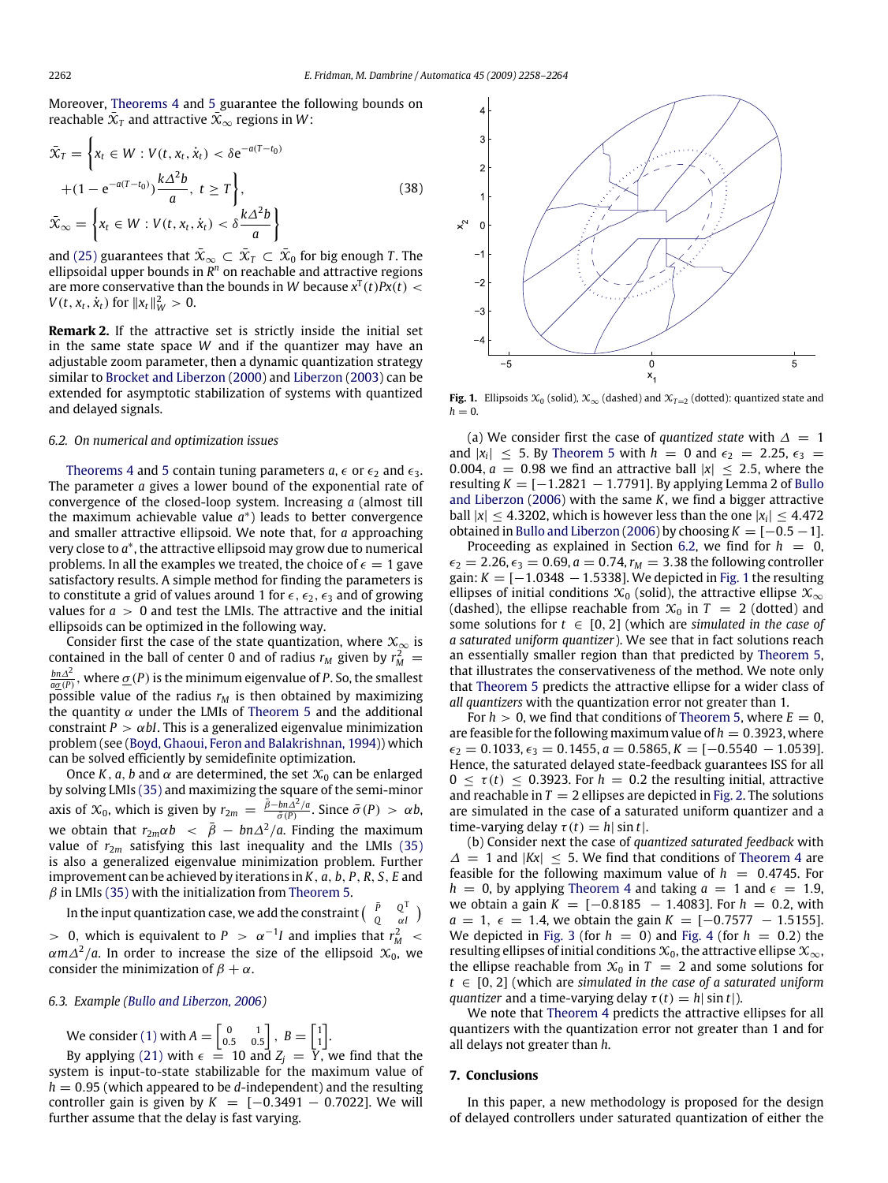Moreover, Theorems 4 and 5 guarantee the following bounds on reachable $\bar{\mathcal{X}}_T$ and attractive $\bar{\mathcal{X}}_\infty$ regions in $W$:

$$
\begin{aligned}
\bar{\mathcal{X}}_T = \Big\{ & x_t \in W : V(t, x_t, \dot{x}_t) < \delta e^{-a(T-t_0)} \\
& + (1 - e^{-a(T-t_0)}) \frac{k\Delta^2 b}{a},\ t \geq T \Big\}, \\
\bar{\mathcal{X}}_\infty = \Big\{ & x_t \in W : V(t, x_t, \dot{x}_t) < \delta \frac{k\Delta^2 b}{a} \Big\}
\end{aligned}
\tag{38}
$$

and (25) guarantees that $\bar{\mathcal{X}}_\infty \subset \bar{\mathcal{X}}_T \subset \bar{\mathcal{X}}_0$ for big enough $T$. The ellipsoidal upper bounds in $R^n$ on reachable and attractive regions are more conservative than the bounds in $W$ because $x^T(t)Px(t) < V(t, x_t, \dot{x}_t)$ for $\|x_t\|_W^2 > 0$.

**Remark 2.** If the attractive set is strictly inside the initial set in the same state space $W$ and if the quantizer may have an adjustable zoom parameter, then a dynamic quantization strategy similar to Brocket and Liberzon (2000) and Liberzon (2003) can be extended for asymptotic stabilization of systems with quantized and delayed signals.

### 6.2. On numerical and optimization issues

Theorems 4 and 5 contain tuning parameters $a$, $\epsilon$ or $\epsilon_2$ and $\epsilon_3$. The parameter $a$ gives a lower bound of the exponential rate of convergence of the closed-loop system. Increasing $a$ (almost till the maximum achievable value $a^*$) leads to better convergence and smaller attractive ellipsoid. We note that, for $a$ approaching very close to $a^*$, the attractive ellipsoid may grow due to numerical problems. In all the examples we treated, the choice of $\epsilon = 1$ gave satisfactory results. A simple method for finding the parameters is to constitute a grid of values around 1 for $\epsilon$, $\epsilon_2$, $\epsilon_3$ and of growing values for $a > 0$ and test the LMIs. The attractive and the initial ellipsoids can be optimized in the following way.

Consider first the case of the state quantization, where $\mathcal{X}_\infty$ is contained in the ball of center 0 and of radius $r_M$ given by $r_M^2 = \frac{bn\Delta^2}{a\underline{\sigma}(P)}$, where $\underline{\sigma}(P)$ is the minimum eigenvalue of $P$. So, the smallest possible value of the radius $r_M$ is then obtained by maximizing the quantity $\alpha$ under the LMIs of Theorem 5 and the additional constraint $P > \alpha bI$. This is a generalized eigenvalue minimization problem (see (Boyd, Ghaoui, Feron and Balakrishnan, 1994)) which can be solved efficiently by semidefinite optimization.

Once $K$, $a$, $b$ and $\alpha$ are determined, the set $\mathcal{X}_0$ can be enlarged by solving LMIs (35) and maximizing the square of the semi-minor axis of $\mathcal{X}_0$, which is given by $r_{2m} = \frac{\bar{\beta} - bn\Delta^2/a}{\bar{\sigma}(P)}$. Since $\bar{\sigma}(P) > \alpha b$, we obtain that $r_{2m}\alpha b < \bar{\beta} - bn\Delta^2/a$. Finding the maximum value of $r_{2m}$ satisfying this last inequality and the LMIs (35) is also a generalized eigenvalue minimization problem. Further improvement can be achieved by iterations in $K$, $a$, $b$, $P$, $R$, $S$, $E$ and $\beta$ in LMIs (35) with the initialization from Theorem 5.

In the input quantization case, we add the constraint $\begin{pmatrix} \bar{P} & Q^T \\ Q & \alpha I \end{pmatrix} > 0$, which is equivalent to $P > \alpha^{-1}I$ and implies that $r_M^2 < \alpha m\Delta^2/a$. In order to increase the size of the ellipsoid $\mathcal{X}_0$, we consider the minimization of $\beta + \alpha$.

### 6.3. Example (Bullo and Liberzon, 2006)

We consider (1) with $A = \begin{bmatrix} 0 & 1 \\ 0.5 & 0.5 \end{bmatrix}$, $B = \begin{bmatrix} 1 \\ 1 \end{bmatrix}$.

By applying (21) with $\epsilon = 10$ and $Z_j = Y$, we find that the system is input-to-state stabilizable for the maximum value of $h = 0.95$ (which appeared to be $d$-independent) and the resulting controller gain is given by $K = [-0.3491\ -0.7022]$. We will further assume that the delay is fast varying.

Fig. 1. Ellipsoids $\mathcal{X}_0$ (solid), $\mathcal{X}_\infty$ (dashed) and $\mathcal{X}_{T=2}$ (dotted): quantized state and $h = 0$.

(a) We consider first the case of *quantized state* with $\Delta = 1$ and $|x_i| \leq 5$. By Theorem 5 with $h = 0$ and $\epsilon_2 = 2.25$, $\epsilon_3 = 0.004$, $a = 0.98$ we find an attractive ball $|x| \leq 2.5$, where the resulting $K = [-1.2821\ -1.7791]$. By applying Lemma 2 of Bullo and Liberzon (2006) with the same $K$, we find a bigger attractive ball $|x| \leq 4.3202$, which is however less than the one $|x_i| \leq 4.472$ obtained in Bullo and Liberzon (2006) by choosing $K = [-0.5\ -1]$.

Proceeding as explained in Section 6.2, we find for $h = 0$, $\epsilon_2 = 2.26$, $\epsilon_3 = 0.69$, $a = 0.74$, $r_M = 3.38$ the following controller gain: $K = [-1.0348\ -1.5338]$. We depicted in Fig. 1 the resulting ellipses of initial conditions $\mathcal{X}_0$ (solid), the attractive ellipse $\mathcal{X}_\infty$ (dashed), the ellipse reachable from $\mathcal{X}_0$ in $T = 2$ (dotted) and some solutions for $t \in [0, 2]$ (which are *simulated in the case of a saturated uniform quantizer*). We see that in fact solutions reach an essentially smaller region than that predicted by Theorem 5, that illustrates the conservativeness of the method. We note only that Theorem 5 predicts the attractive ellipse for a wider class of *all quantizers* with the quantization error not greater than 1.

For $h > 0$, we find that conditions of Theorem 5, where $E = 0$, are feasible for the following maximum value of $h = 0.3923$, where $\epsilon_2 = 0.1033$, $\epsilon_3 = 0.1455$, $a = 0.5865$, $K = [-0.5540\ -1.0539]$. Hence, the saturated delayed state-feedback guarantees ISS for all $0 \leq \tau(t) \leq 0.3923$. For $h = 0.2$ the resulting initial, attractive and reachable in $T = 2$ ellipses are depicted in Fig. 2. The solutions are simulated in the case of a saturated uniform quantizer and a time-varying delay $\tau(t) = h|\sin t|$.

(b) Consider next the case of *quantized saturated feedback* with $\Delta = 1$ and $|Kx| \leq 5$. We find that conditions of Theorem 4 are feasible for the following maximum value of $h = 0.4745$. For $h = 0$, by applying Theorem 4 and taking $a = 1$ and $\epsilon = 1.9$, we obtain a gain $K = [-0.8185\ -1.4083]$. For $h = 0.2$, with $a = 1$, $\epsilon = 1.4$, we obtain the gain $K = [-0.7577\ -1.5155]$. We depicted in Fig. 3 (for $h = 0$) and Fig. 4 (for $h = 0.2$) the resulting ellipses of initial conditions $\mathcal{X}_0$, the attractive ellipse $\mathcal{X}_\infty$, the ellipse reachable from $\mathcal{X}_0$ in $T = 2$ and some solutions for $t \in [0, 2]$ (which are *simulated in the case of a saturated uniform quantizer* and a time-varying delay $\tau(t) = h|\sin t|$).

We note that Theorem 4 predicts the attractive ellipses for all quantizers with the quantization error not greater than 1 and for all delays not greater than $h$.

## 7. Conclusions

In this paper, a new methodology is proposed for the design of delayed controllers under saturated quantization of either the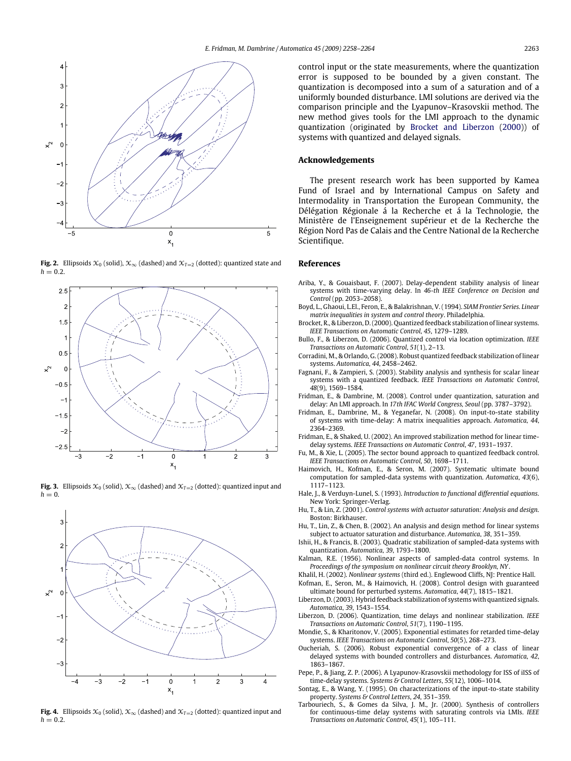Fig. 2. Ellipsoids $\mathcal{X}_0$ (solid), $\mathcal{X}_\infty$ (dashed) and $\mathcal{X}_{T=2}$ (dotted): quantized state and $h = 0.2$.

Fig. 3. Ellipsoids $\mathcal{X}_0$ (solid), $\mathcal{X}_\infty$ (dashed) and $\mathcal{X}_{T=2}$ (dotted): quantized input and $h = 0$.

Fig. 4. Ellipsoids $\mathcal{X}_0$ (solid), $\mathcal{X}_\infty$ (dashed) and $\mathcal{X}_{T=2}$ (dotted): quantized input and $h = 0.2$.

control input or the state measurements, where the quantization error is supposed to be bounded by a given constant. The quantization is decomposed into a sum of a saturation and of a uniformly bounded disturbance. LMI solutions are derived via the comparison principle and the Lyapunov–Krasovskii method. The new method gives tools for the LMI approach to the dynamic quantization (originated by Brocket and Liberzon (2000)) of systems with quantized and delayed signals.

## Acknowledgements

The present research work has been supported by Kamea Fund of Israel and by International Campus on Safety and Intermodality in Transportation the European Community, the Délégation Régionale á la Recherche et á la Technologie, the Ministère de l'Enseignement supérieur et de la Recherche the Région Nord Pas de Calais and the Centre National de la Recherche Scientifique.

## References

Ariba, Y., & Gouaisbaut, F. (2007). Delay-dependent stability analysis of linear systems with time-varying delay. In *46-th IEEE Conference on Decision and Control* (pp. 2053–2058).

Boyd, L., Ghaoui, L.El., Feron, E., & Balakrishnan, V. (1994). *SIAM Frontier Series. Linear matrix inequalities in system and control theory*. Philadelphia.

Brocket, R., & Liberzon, D. (2000). Quantized feedback stabilization of linear systems. *IEEE Transactions on Automatic Control*, *45*, 1279–1289.

Bullo, F., & Liberzon, D. (2006). Quantized control via location optimization. *IEEE Transactions on Automatic Control*, *51*(1), 2–13.

Corradini, M., & Orlando, G. (2008). Robust quantized feedback stabilization of linear systems. *Automatica*, *44*, 2458–2462.

Fagnani, F., & Zampieri, S. (2003). Stability analysis and synthesis for scalar linear systems with a quantized feedback. *IEEE Transactions on Automatic Control*, *48*(9), 1569–1584.

Fridman, E., & Dambrine, M. (2008). Control under quantization, saturation and delay: An LMI approach. In *17th IFAC World Congress, Seoul* (pp. 3787–3792).

Fridman, E., Dambrine, M., & Yeganefar, N. (2008). On input-to-state stability of systems with time-delay: A matrix inequalities approach. *Automatica*, *44*, 2364–2369.

Fridman, E., & Shaked, U. (2002). An improved stabilization method for linear time-delay systems. *IEEE Transactions on Automatic Control*, *47*, 1931–1937.

Fu, M., & Xie, L. (2005). The sector bound approach to quantized feedback control. *IEEE Transactions on Automatic Control*, *50*, 1698–1711.

Haimovich, H., Kofman, E., & Seron, M. (2007). Systematic ultimate bound computation for sampled-data systems with quantization. *Automatica*, *43*(6), 1117–1123.

Hale, J., & Verduyn-Lunel, S. (1993). *Introduction to functional differential equations*. New York: Springer-Verlag.

Hu, T., & Lin, Z. (2001). *Control systems with actuator saturation: Analysis and design*. Boston: Birkhauser.

Hu, T., Lin, Z., & Chen, B. (2002). An analysis and design method for linear systems subject to actuator saturation and disturbance. *Automatica*, *38*, 351–359.

Ishii, H., & Francis, B. (2003). Quadratic stabilization of sampled-data systems with quantization. *Automatica*, *39*, 1793–1800.

Kalman, R.E. (1956). Nonlinear aspects of sampled-data control systems. In *Proceedings of the symposium on nonlinear circuit theory Brooklyn, NY*.

Khalil, H. (2002). *Nonlinear systems* (third ed.). Englewood Cliffs, NJ: Prentice Hall.

Kofman, E., Seron, M., & Haimovich, H. (2008). Control design with guaranteed ultimate bound for perturbed systems. *Automatica*, *44*(7), 1815–1821.

Liberzon, D. (2003). Hybrid feedback stabilization of systems with quantized signals. *Automatica*, *39*, 1543–1554.

Liberzon, D. (2006). Quantization, time delays and nonlinear stabilization. *IEEE Transactions on Automatic Control*, *51*(7), 1190–1195.

Mondie, S., & Kharitonov, V. (2005). Exponential estimates for retarded time-delay systems. *IEEE Transactions on Automatic Control*, *50*(5), 268–273.

Oucheriah, S. (2006). Robust exponential convergence of a class of linear delayed systems with bounded controllers and disturbances. *Automatica*, *42*, 1863–1867.

Pepe, P., & Jiang, Z. P. (2006). A Lyapunov-Krasovskii methodology for ISS of iISS of time-delay systems. *Systems & Control Letters*, *55*(12), 1006–1014.

Sontag, E., & Wang, Y. (1995). On characterizations of the input-to-state stability property. *Systems & Control Letters*, *24*, 351–359.

Tarbouriech, S., & Gomes da Silva, J. M., Jr. (2000). Synthesis of controllers for continuous-time delay systems with saturating controls via LMIs. *IEEE Transactions on Automatic Control*, *45*(1), 105–111.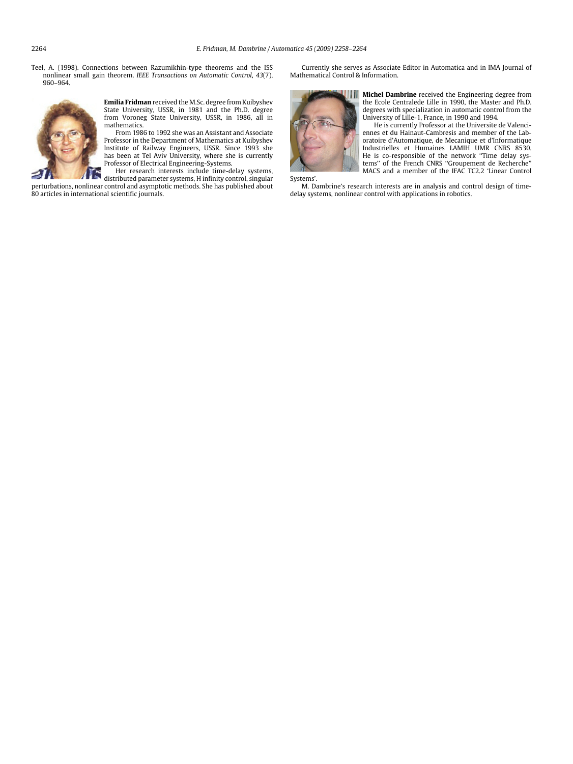Teel, A. (1998). Connections between Razumikhin-type theorems and the ISS nonlinear small gain theorem. *IEEE Transactions on Automatic Control*, *43*(7), 960–964.

**Emilia Fridman** received the M.Sc. degree from Kuibyshev State University, USSR, in 1981 and the Ph.D. degree from Voroneg State University, USSR, in 1986, all in mathematics.

From 1986 to 1992 she was an Assistant and Associate Professor in the Department of Mathematics at Kuibyshev Institute of Railway Engineers, USSR. Since 1993 she has been at Tel Aviv University, where she is currently Professor of Electrical Engineering-Systems.

Her research interests include time-delay systems, distributed parameter systems, H infinity control, singular perturbations, nonlinear control and asymptotic methods. She has published about 80 articles in international scientific journals.

Currently she serves as Associate Editor in Automatica and in IMA Journal of Mathematical Control & Information.

**Michel Dambrine** received the Engineering degree from the Ecole Centralede Lille in 1990, the Master and Ph.D. degrees with specialization in automatic control from the University of Lille-1, France, in 1990 and 1994.

He is currently Professor at the Universite de Valenciennes et du Hainaut-Cambresis and member of the Laboratoire d'Automatique, de Mecanique et d'Informatique Industrielles et Humaines LAMIH UMR CNRS 8530. He is co-responsible of the network "Time delay systems" of the French CNRS "Groupement de Recherche" MACS and a member of the IFAC TC2.2 'Linear Control Systems'.

M. Dambrine's research interests are in analysis and control design of time-delay systems, nonlinear control with applications in robotics.